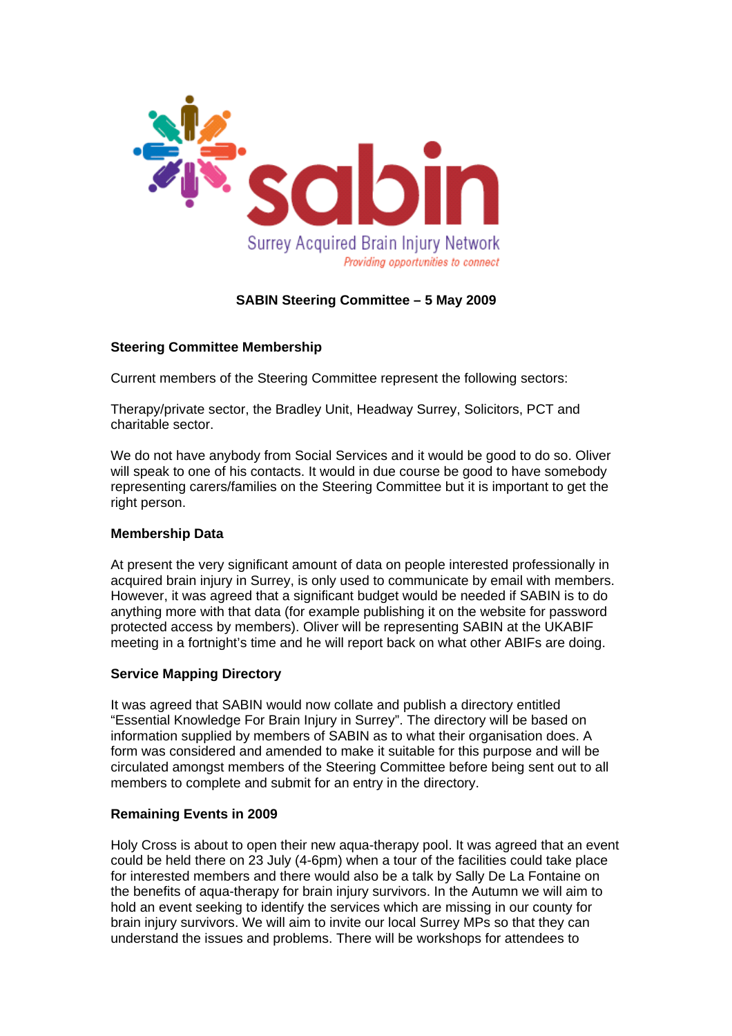sabin

Surrey Acquired Brain Injury Network

*Providing opportunities to connect*

**SABIN Steering Committee – 5 May 2009**

**Steering Committee Membership**

Current members of the Steering Committee represent the following sectors:

Therapy/private sector, the Bradley Unit, Headway Surrey, Solicitors, PCT and charitable sector.

We do not have anybody from Social Services and it would be good to do so. Oliver will speak to one of his contacts. It would in due course be good to have somebody representing carers/families on the Steering Committee but it is important to get the right person.

**Membership Data**

At present the very significant amount of data on people interested professionally in acquired brain injury in Surrey, is only used to communicate by email with members. However, it was agreed that a significant budget would be needed if SABIN is to do anything more with that data (for example publishing it on the website for password protected access by members). Oliver will be representing SABIN at the UKABIF meeting in a fortnight's time and he will report back on what other ABIFs are doing.

**Service Mapping Directory**

It was agreed that SABIN would now collate and publish a directory entitled "Essential Knowledge For Brain Injury in Surrey". The directory will be based on information supplied by members of SABIN as to what their organisation does. A form was considered and amended to make it suitable for this purpose and will be circulated amongst members of the Steering Committee before being sent out to all members to complete and submit for an entry in the directory.

**Remaining Events in 2009**

Holy Cross is about to open their new aqua-therapy pool. It was agreed that an event could be held there on 23 July (4-6pm) when a tour of the facilities could take place for interested members and there would also be a talk by Sally De La Fontaine on the benefits of aqua-therapy for brain injury survivors. In the Autumn we will aim to hold an event seeking to identify the services which are missing in our county for brain injury survivors. We will aim to invite our local Surrey MPs so that they can understand the issues and problems. There will be workshops for attendees to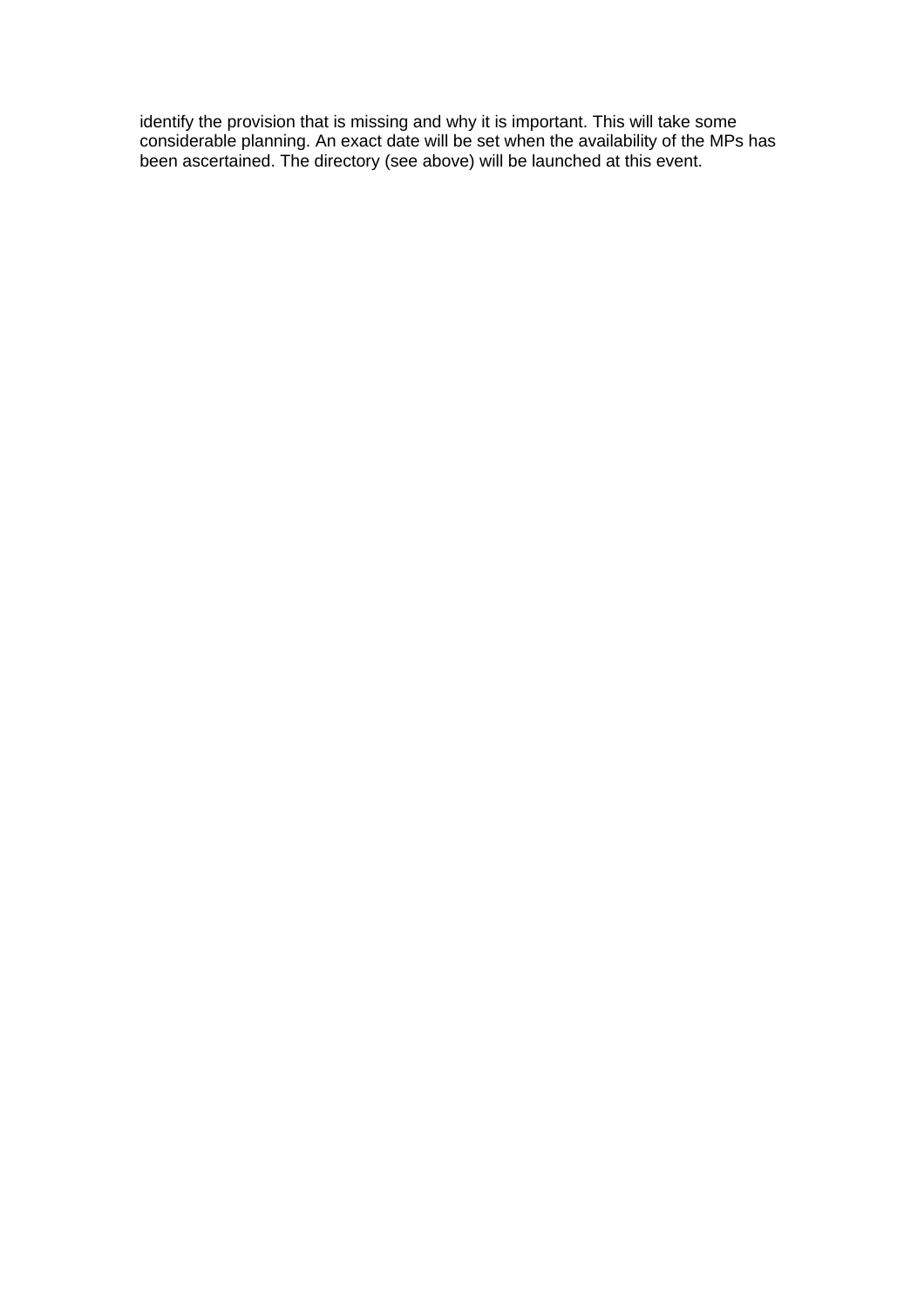identify the provision that is missing and why it is important. This will take some considerable planning. An exact date will be set when the availability of the MPs has been ascertained. The directory (see above) will be launched at this event.